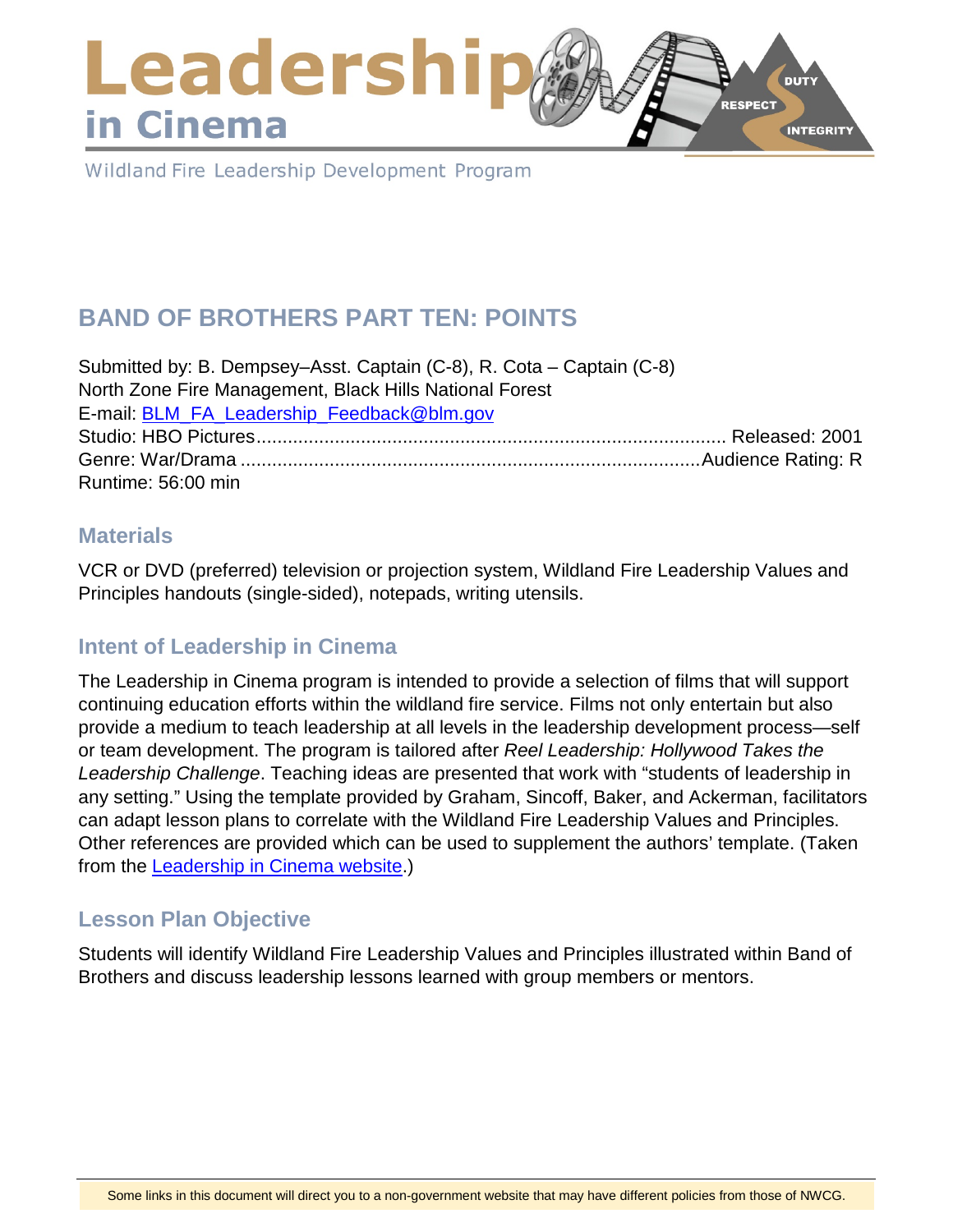# Leadership in Cinema

Wildland Fire Leadership Development Program

## BAND OF BROTHERS PART TEN: POINTS

Submitted by: B. Dempsey–Asst. Captain (C-8), R. Cota – Captain (C-8)
North Zone Fire Management, Black Hills National Forest
E-mail: [BLM_FA_Leadership_Feedback@blm.gov](mailto:BLM_FA_Leadership_Feedback@blm.gov)
Studio: HBO Pictures........................................................................................ Released: 2001
Genre: War/Drama .......................................................................................Audience Rating: R
Runtime: 56:00 min

### Materials

VCR or DVD (preferred) television or projection system, Wildland Fire Leadership Values and Principles handouts (single-sided), notepads, writing utensils.

### Intent of Leadership in Cinema

The Leadership in Cinema program is intended to provide a selection of films that will support continuing education efforts within the wildland fire service. Films not only entertain but also provide a medium to teach leadership at all levels in the leadership development process—self or team development. The program is tailored after *Reel Leadership: Hollywood Takes the Leadership Challenge*. Teaching ideas are presented that work with "students of leadership in any setting." Using the template provided by Graham, Sincoff, Baker, and Ackerman, facilitators can adapt lesson plans to correlate with the Wildland Fire Leadership Values and Principles. Other references are provided which can be used to supplement the authors' template. (Taken from the Leadership in Cinema website.)

### Lesson Plan Objective

Students will identify Wildland Fire Leadership Values and Principles illustrated within Band of Brothers and discuss leadership lessons learned with group members or mentors.

Some links in this document will direct you to a non-government website that may have different policies from those of NWCG.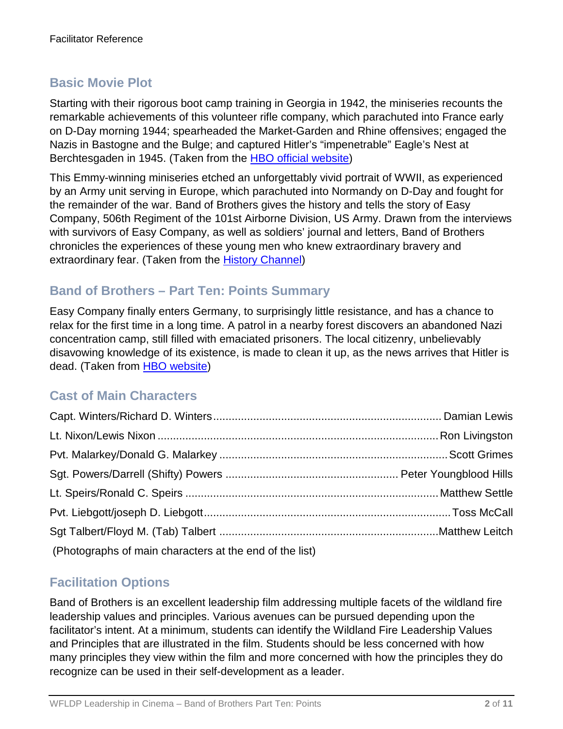## Basic Movie Plot

Starting with their rigorous boot camp training in Georgia in 1942, the miniseries recounts the remarkable achievements of this volunteer rifle company, which parachuted into France early on D-Day morning 1944; spearheaded the Market-Garden and Rhine offensives; engaged the Nazis in Bastogne and the Bulge; and captured Hitler's "impenetrable" Eagle's Nest at Berchtesgaden in 1945. (Taken from the HBO official website)

This Emmy-winning miniseries etched an unforgettably vivid portrait of WWII, as experienced by an Army unit serving in Europe, which parachuted into Normandy on D-Day and fought for the remainder of the war. Band of Brothers gives the history and tells the story of Easy Company, 506th Regiment of the 101st Airborne Division, US Army. Drawn from the interviews with survivors of Easy Company, as well as soldiers' journal and letters, Band of Brothers chronicles the experiences of these young men who knew extraordinary bravery and extraordinary fear. (Taken from the History Channel)

## Band of Brothers – Part Ten: Points Summary

Easy Company finally enters Germany, to surprisingly little resistance, and has a chance to relax for the first time in a long time. A patrol in a nearby forest discovers an abandoned Nazi concentration camp, still filled with emaciated prisoners. The local citizenry, unbelievably disavowing knowledge of its existence, is made to clean it up, as the news arrives that Hitler is dead. (Taken from HBO website)

## Cast of Main Characters

Capt. Winters/Richard D. Winters.......................................................................... Damian Lewis

Lt. Nixon/Lewis Nixon .......................................................................................... Ron Livingston

Pvt. Malarkey/Donald G. Malarkey ........................................................................ Scott Grimes

Sgt. Powers/Darrell (Shifty) Powers ....................................................... Peter Youngblood Hills

Lt. Speirs/Ronald C. Speirs ................................................................................. Matthew Settle

Pvt. Liebgott/joseph D. Liebgott............................................................................... Toss McCall

Sgt Talbert/Floyd M. (Tab) Talbert ......................................................................Matthew Leitch

(Photographs of main characters at the end of the list)

## Facilitation Options

Band of Brothers is an excellent leadership film addressing multiple facets of the wildland fire leadership values and principles. Various avenues can be pursued depending upon the facilitator's intent. At a minimum, students can identify the Wildland Fire Leadership Values and Principles that are illustrated in the film. Students should be less concerned with how many principles they view within the film and more concerned with how the principles they do recognize can be used in their self-development as a leader.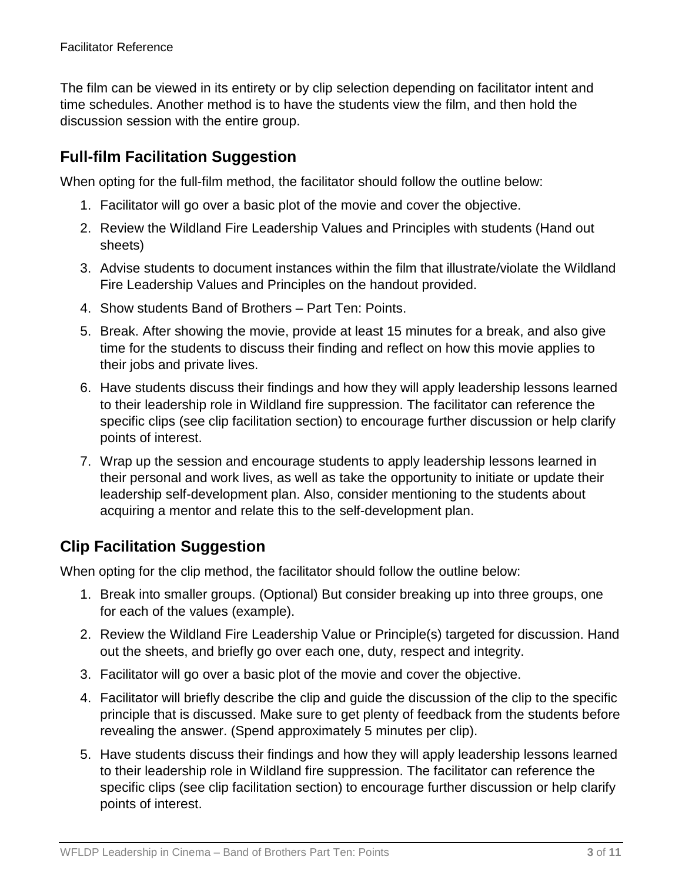The film can be viewed in its entirety or by clip selection depending on facilitator intent and time schedules. Another method is to have the students view the film, and then hold the discussion session with the entire group.

## Full-film Facilitation Suggestion

When opting for the full-film method, the facilitator should follow the outline below:

1. Facilitator will go over a basic plot of the movie and cover the objective.
2. Review the Wildland Fire Leadership Values and Principles with students (Hand out sheets)
3. Advise students to document instances within the film that illustrate/violate the Wildland Fire Leadership Values and Principles on the handout provided.
4. Show students Band of Brothers – Part Ten: Points.
5. Break. After showing the movie, provide at least 15 minutes for a break, and also give time for the students to discuss their finding and reflect on how this movie applies to their jobs and private lives.
6. Have students discuss their findings and how they will apply leadership lessons learned to their leadership role in Wildland fire suppression. The facilitator can reference the specific clips (see clip facilitation section) to encourage further discussion or help clarify points of interest.
7. Wrap up the session and encourage students to apply leadership lessons learned in their personal and work lives, as well as take the opportunity to initiate or update their leadership self-development plan. Also, consider mentioning to the students about acquiring a mentor and relate this to the self-development plan.

## Clip Facilitation Suggestion

When opting for the clip method, the facilitator should follow the outline below:

1. Break into smaller groups. (Optional) But consider breaking up into three groups, one for each of the values (example).
2. Review the Wildland Fire Leadership Value or Principle(s) targeted for discussion. Hand out the sheets, and briefly go over each one, duty, respect and integrity.
3. Facilitator will go over a basic plot of the movie and cover the objective.
4. Facilitator will briefly describe the clip and guide the discussion of the clip to the specific principle that is discussed. Make sure to get plenty of feedback from the students before revealing the answer. (Spend approximately 5 minutes per clip).
5. Have students discuss their findings and how they will apply leadership lessons learned to their leadership role in Wildland fire suppression. The facilitator can reference the specific clips (see clip facilitation section) to encourage further discussion or help clarify points of interest.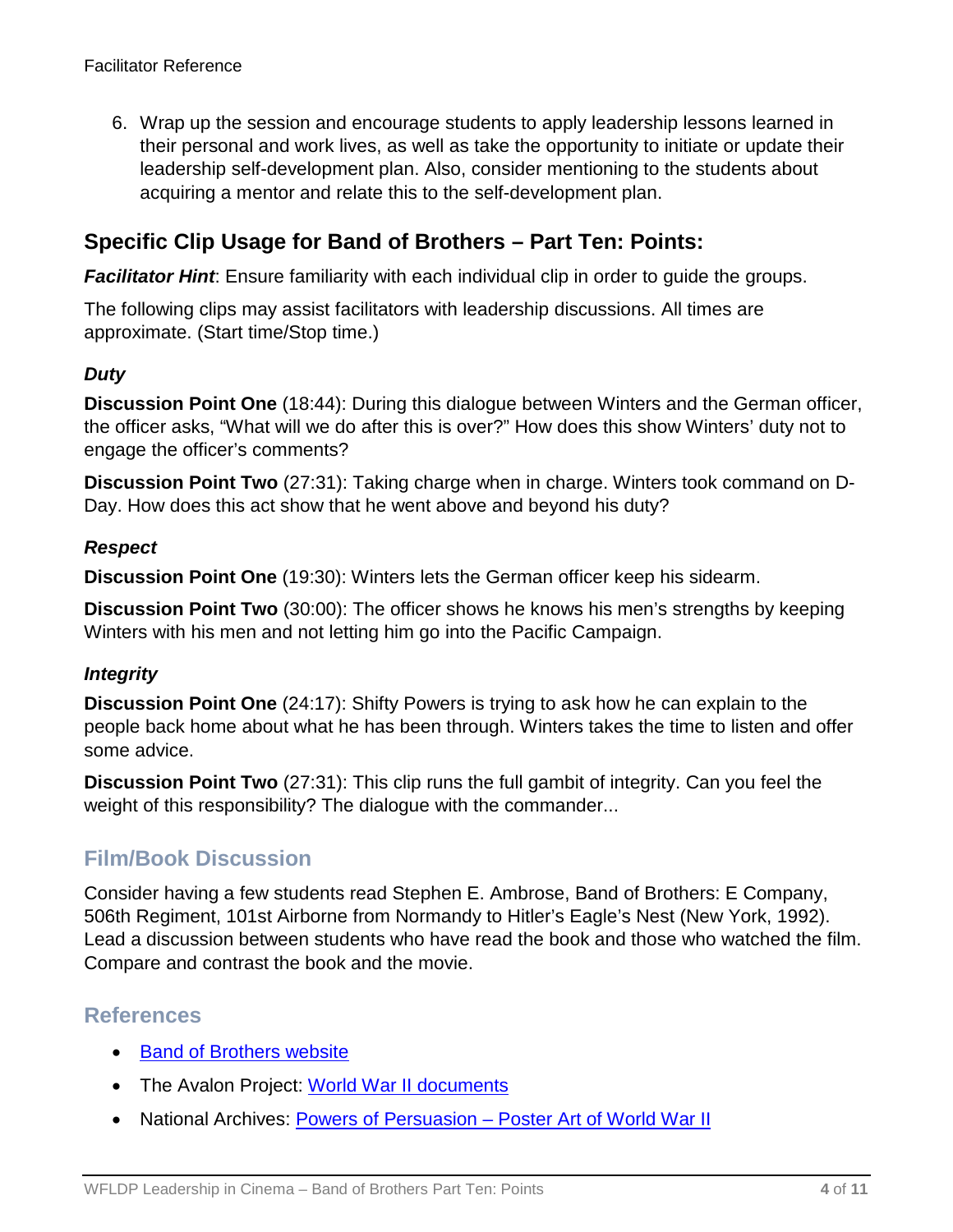6. Wrap up the session and encourage students to apply leadership lessons learned in their personal and work lives, as well as take the opportunity to initiate or update their leadership self-development plan. Also, consider mentioning to the students about acquiring a mentor and relate this to the self-development plan.

## Specific Clip Usage for Band of Brothers – Part Ten: Points:

***Facilitator Hint***: Ensure familiarity with each individual clip in order to guide the groups.

The following clips may assist facilitators with leadership discussions. All times are approximate. (Start time/Stop time.)

### *Duty*

**Discussion Point One** (18:44): During this dialogue between Winters and the German officer, the officer asks, "What will we do after this is over?" How does this show Winters' duty not to engage the officer's comments?

**Discussion Point Two** (27:31): Taking charge when in charge. Winters took command on D-Day. How does this act show that he went above and beyond his duty?

### *Respect*

**Discussion Point One** (19:30): Winters lets the German officer keep his sidearm.

**Discussion Point Two** (30:00): The officer shows he knows his men's strengths by keeping Winters with his men and not letting him go into the Pacific Campaign.

### *Integrity*

**Discussion Point One** (24:17): Shifty Powers is trying to ask how he can explain to the people back home about what he has been through. Winters takes the time to listen and offer some advice.

**Discussion Point Two** (27:31): This clip runs the full gambit of integrity. Can you feel the weight of this responsibility? The dialogue with the commander...

## Film/Book Discussion

Consider having a few students read Stephen E. Ambrose, Band of Brothers: E Company, 506th Regiment, 101st Airborne from Normandy to Hitler's Eagle's Nest (New York, 1992). Lead a discussion between students who have read the book and those who watched the film. Compare and contrast the book and the movie.

## References

- Band of Brothers website
- The Avalon Project: World War II documents
- National Archives: Powers of Persuasion – Poster Art of World War II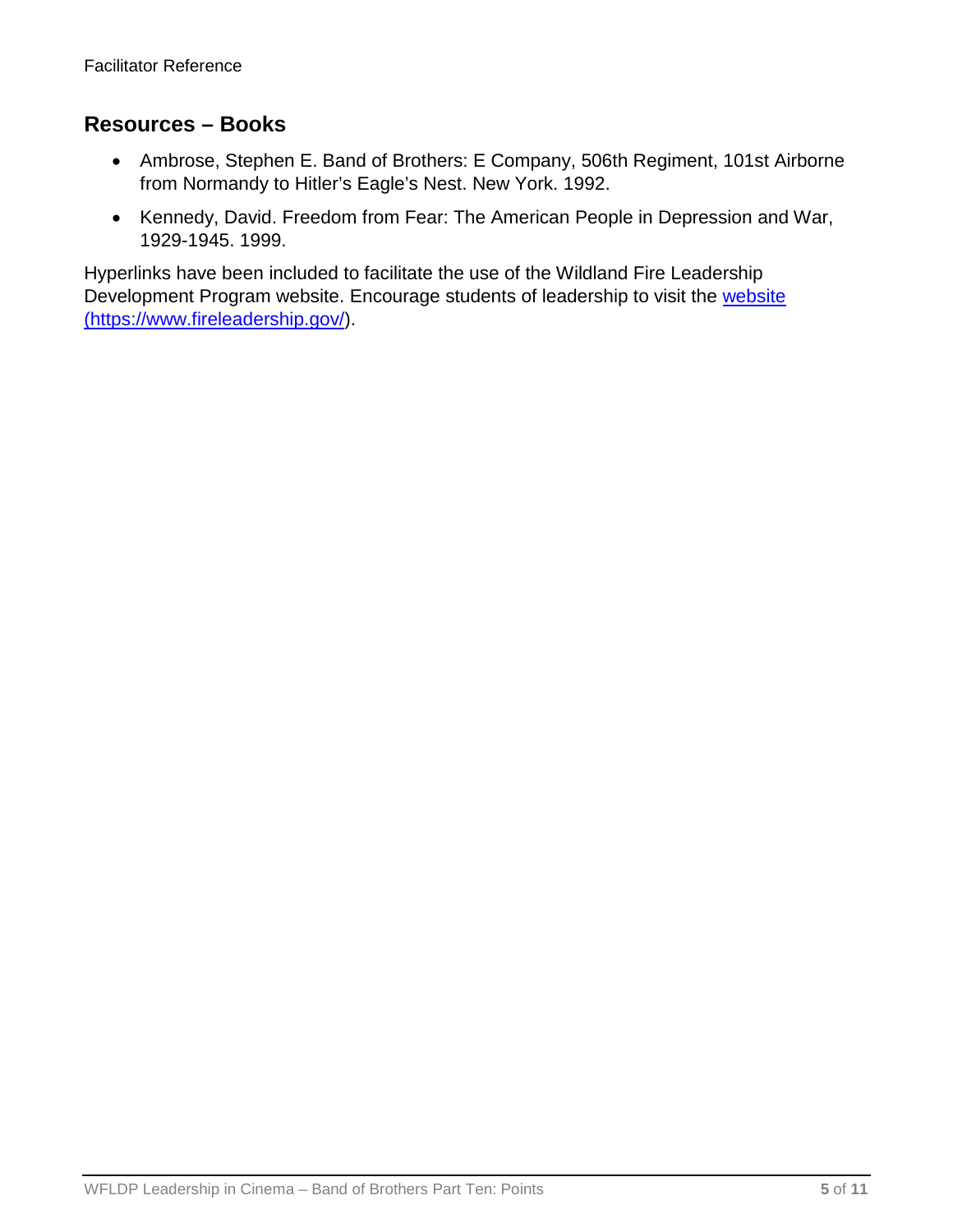## Resources – Books

- Ambrose, Stephen E. Band of Brothers: E Company, 506th Regiment, 101st Airborne from Normandy to Hitler's Eagle's Nest. New York. 1992.
- Kennedy, David. Freedom from Fear: The American People in Depression and War, 1929-1945. 1999.

Hyperlinks have been included to facilitate the use of the Wildland Fire Leadership Development Program website. Encourage students of leadership to visit the [website (https://www.fireleadership.gov/)](https://www.fireleadership.gov/).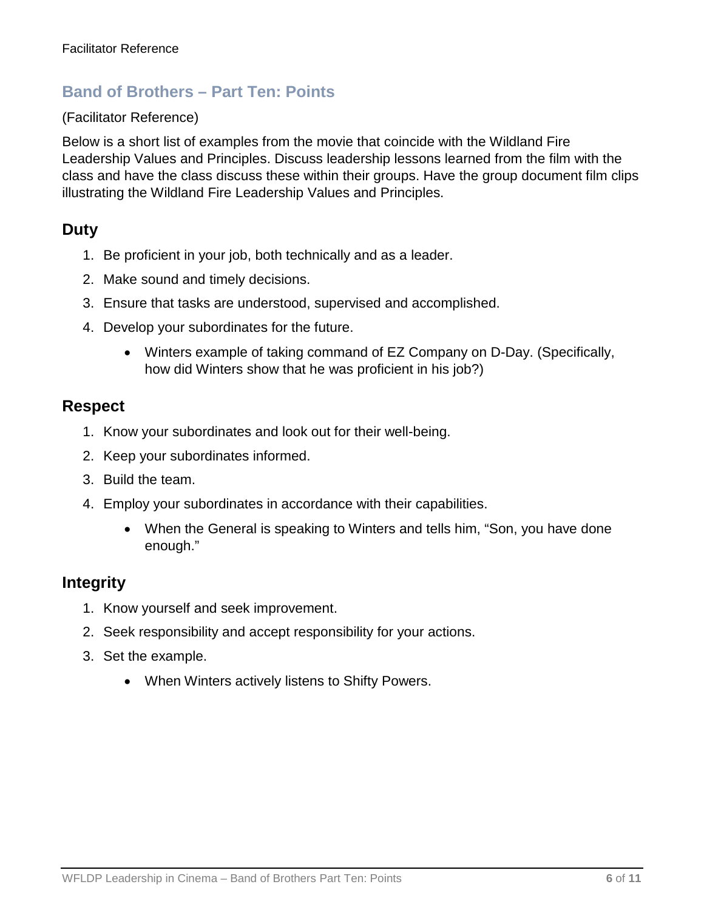## Band of Brothers – Part Ten: Points

(Facilitator Reference)

Below is a short list of examples from the movie that coincide with the Wildland Fire Leadership Values and Principles. Discuss leadership lessons learned from the film with the class and have the class discuss these within their groups. Have the group document film clips illustrating the Wildland Fire Leadership Values and Principles.

### Duty

1. Be proficient in your job, both technically and as a leader.
2. Make sound and timely decisions.
3. Ensure that tasks are understood, supervised and accomplished.
4. Develop your subordinates for the future.
    - Winters example of taking command of EZ Company on D-Day. (Specifically, how did Winters show that he was proficient in his job?)

### Respect

1. Know your subordinates and look out for their well-being.
2. Keep your subordinates informed.
3. Build the team.
4. Employ your subordinates in accordance with their capabilities.
    - When the General is speaking to Winters and tells him, "Son, you have done enough."

### Integrity

1. Know yourself and seek improvement.
2. Seek responsibility and accept responsibility for your actions.
3. Set the example.
    - When Winters actively listens to Shifty Powers.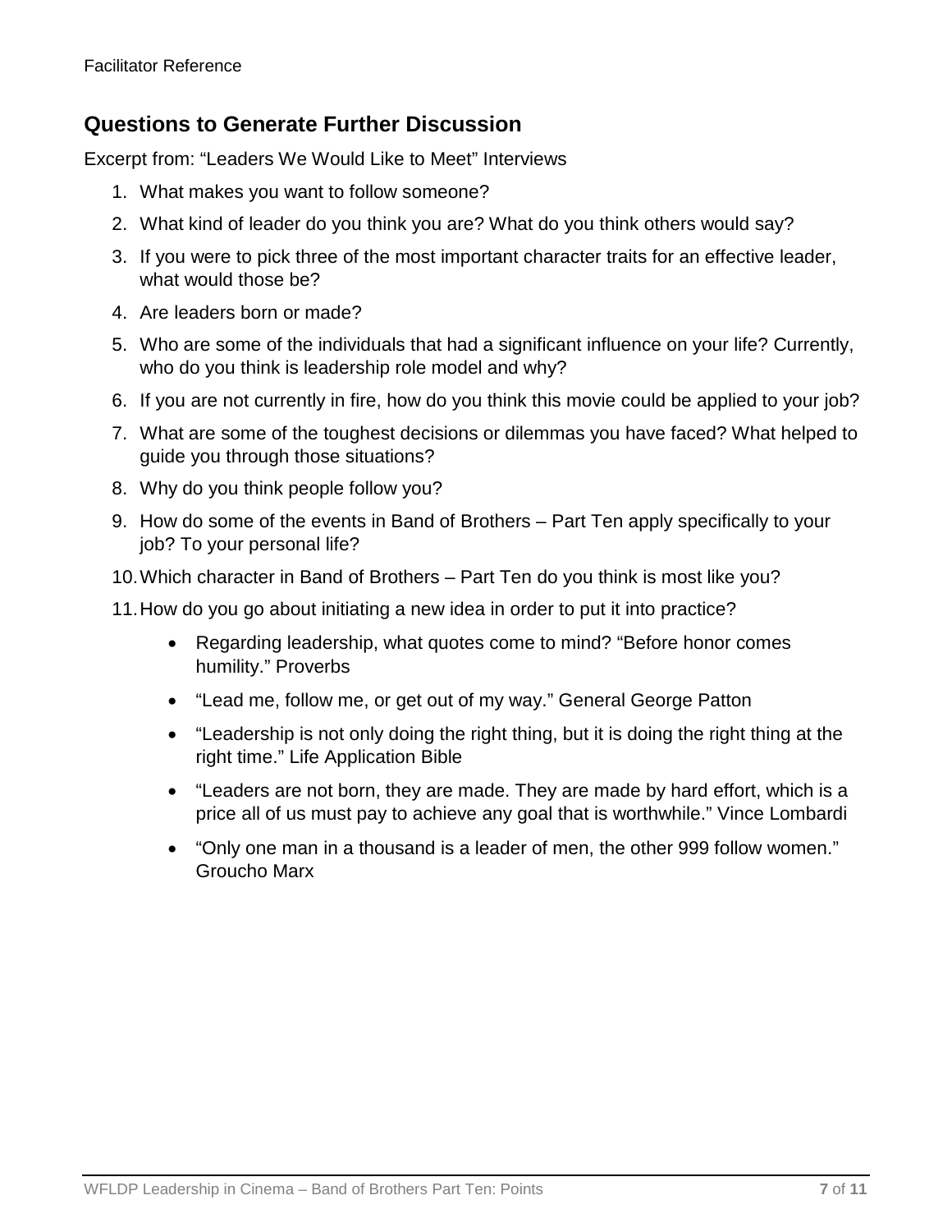## Questions to Generate Further Discussion

Excerpt from: "Leaders We Would Like to Meet" Interviews

1. What makes you want to follow someone?
2. What kind of leader do you think you are? What do you think others would say?
3. If you were to pick three of the most important character traits for an effective leader, what would those be?
4. Are leaders born or made?
5. Who are some of the individuals that had a significant influence on your life? Currently, who do you think is leadership role model and why?
6. If you are not currently in fire, how do you think this movie could be applied to your job?
7. What are some of the toughest decisions or dilemmas you have faced? What helped to guide you through those situations?
8. Why do you think people follow you?
9. How do some of the events in Band of Brothers – Part Ten apply specifically to your job? To your personal life?
10. Which character in Band of Brothers – Part Ten do you think is most like you?
11. How do you go about initiating a new idea in order to put it into practice?
    - Regarding leadership, what quotes come to mind? "Before honor comes humility." Proverbs
    - "Lead me, follow me, or get out of my way." General George Patton
    - "Leadership is not only doing the right thing, but it is doing the right thing at the right time." Life Application Bible
    - "Leaders are not born, they are made. They are made by hard effort, which is a price all of us must pay to achieve any goal that is worthwhile." Vince Lombardi
    - "Only one man in a thousand is a leader of men, the other 999 follow women." Groucho Marx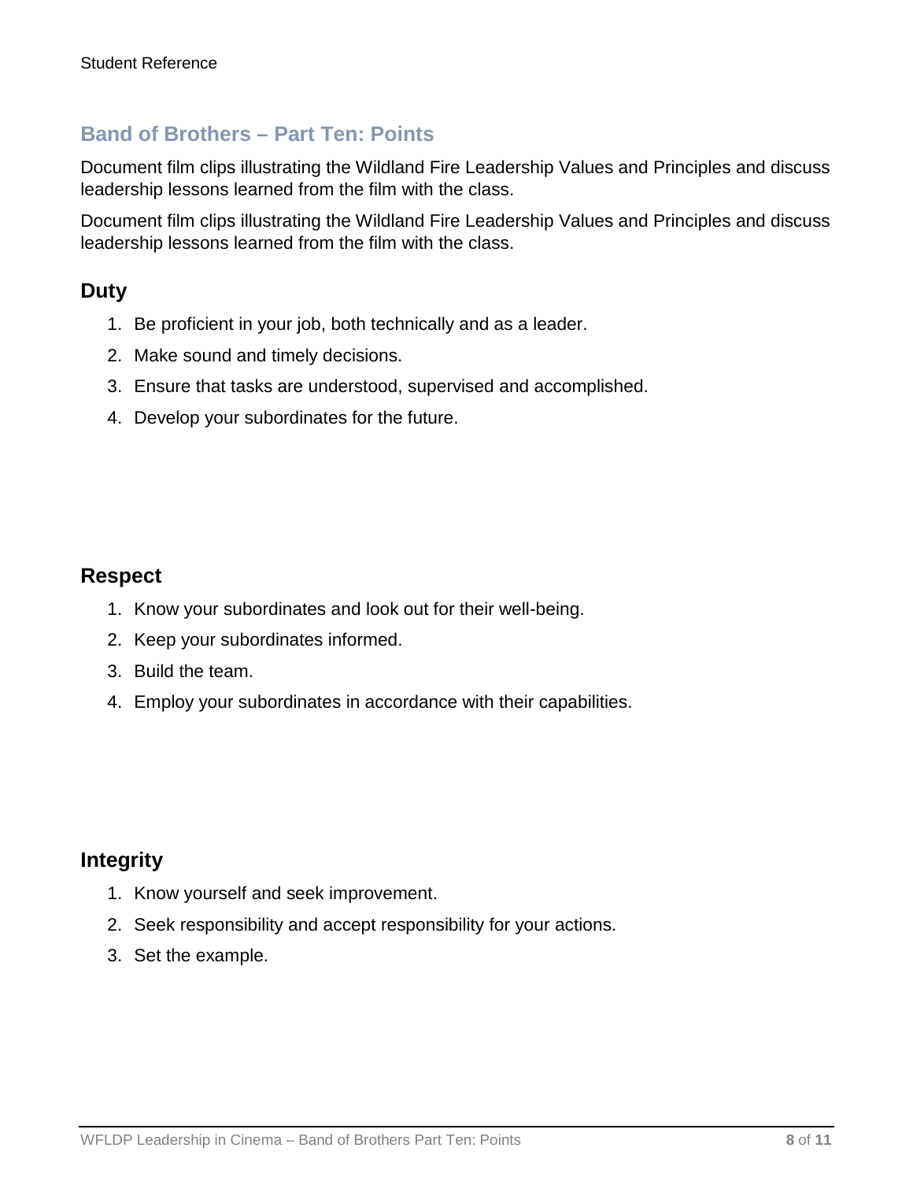## Band of Brothers – Part Ten: Points

Document film clips illustrating the Wildland Fire Leadership Values and Principles and discuss leadership lessons learned from the film with the class.

Document film clips illustrating the Wildland Fire Leadership Values and Principles and discuss leadership lessons learned from the film with the class.

### Duty

1. Be proficient in your job, both technically and as a leader.
2. Make sound and timely decisions.
3. Ensure that tasks are understood, supervised and accomplished.
4. Develop your subordinates for the future.

### Respect

1. Know your subordinates and look out for their well-being.
2. Keep your subordinates informed.
3. Build the team.
4. Employ your subordinates in accordance with their capabilities.

### Integrity

1. Know yourself and seek improvement.
2. Seek responsibility and accept responsibility for your actions.
3. Set the example.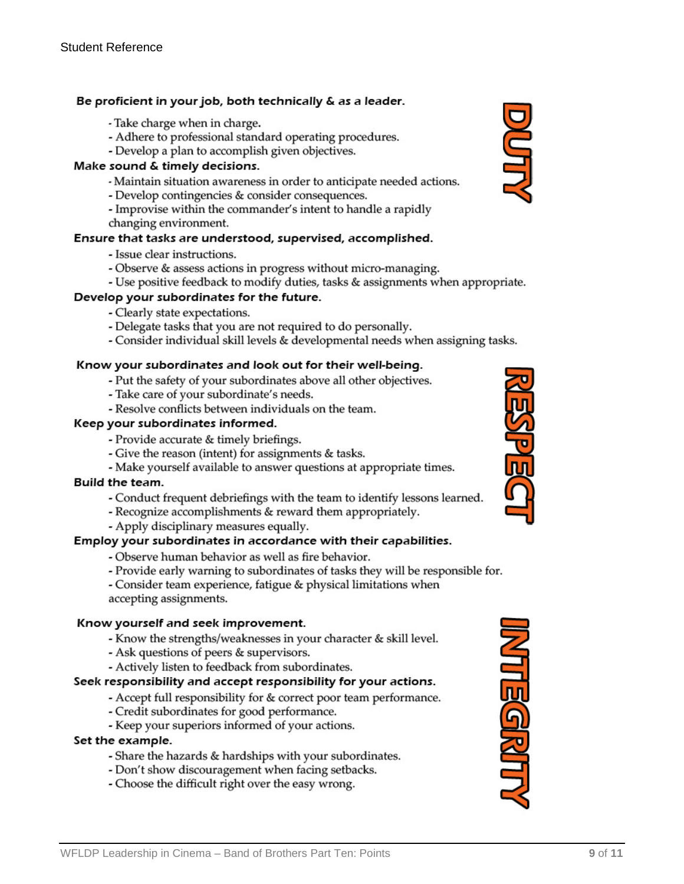Student Reference

## DUTY

**Be proficient in your job, both technically & as a leader.**

- Take charge when in charge.
- Adhere to professional standard operating procedures.
- Develop a plan to accomplish given objectives.

**Make sound & timely decisions.**

- Maintain situation awareness in order to anticipate needed actions.
- Develop contingencies & consider consequences.
- Improvise within the commander's intent to handle a rapidly changing environment.

**Ensure that tasks are understood, supervised, accomplished.**

- Issue clear instructions.
- Observe & assess actions in progress without micro-managing.
- Use positive feedback to modify duties, tasks & assignments when appropriate.

**Develop your subordinates for the future.**

- Clearly state expectations.
- Delegate tasks that you are not required to do personally.
- Consider individual skill levels & developmental needs when assigning tasks.

## RESPECT

**Know your subordinates and look out for their well-being.**

- Put the safety of your subordinates above all other objectives.
- Take care of your subordinate's needs.
- Resolve conflicts between individuals on the team.

**Keep your subordinates informed.**

- Provide accurate & timely briefings.
- Give the reason (intent) for assignments & tasks.
- Make yourself available to answer questions at appropriate times.

**Build the team.**

- Conduct frequent debriefings with the team to identify lessons learned.
- Recognize accomplishments & reward them appropriately.
- Apply disciplinary measures equally.

**Employ your subordinates in accordance with their capabilities.**

- Observe human behavior as well as fire behavior.
- Provide early warning to subordinates of tasks they will be responsible for.
- Consider team experience, fatigue & physical limitations when accepting assignments.

## INTEGRITY

**Know yourself and seek improvement.**

- Know the strengths/weaknesses in your character & skill level.
- Ask questions of peers & supervisors.
- Actively listen to feedback from subordinates.

**Seek responsibility and accept responsibility for your actions.**

- Accept full responsibility for & correct poor team performance.
- Credit subordinates for good performance.
- Keep your superiors informed of your actions.

**Set the example.**

- Share the hazards & hardships with your subordinates.
- Don't show discouragement when facing setbacks.
- Choose the difficult right over the easy wrong.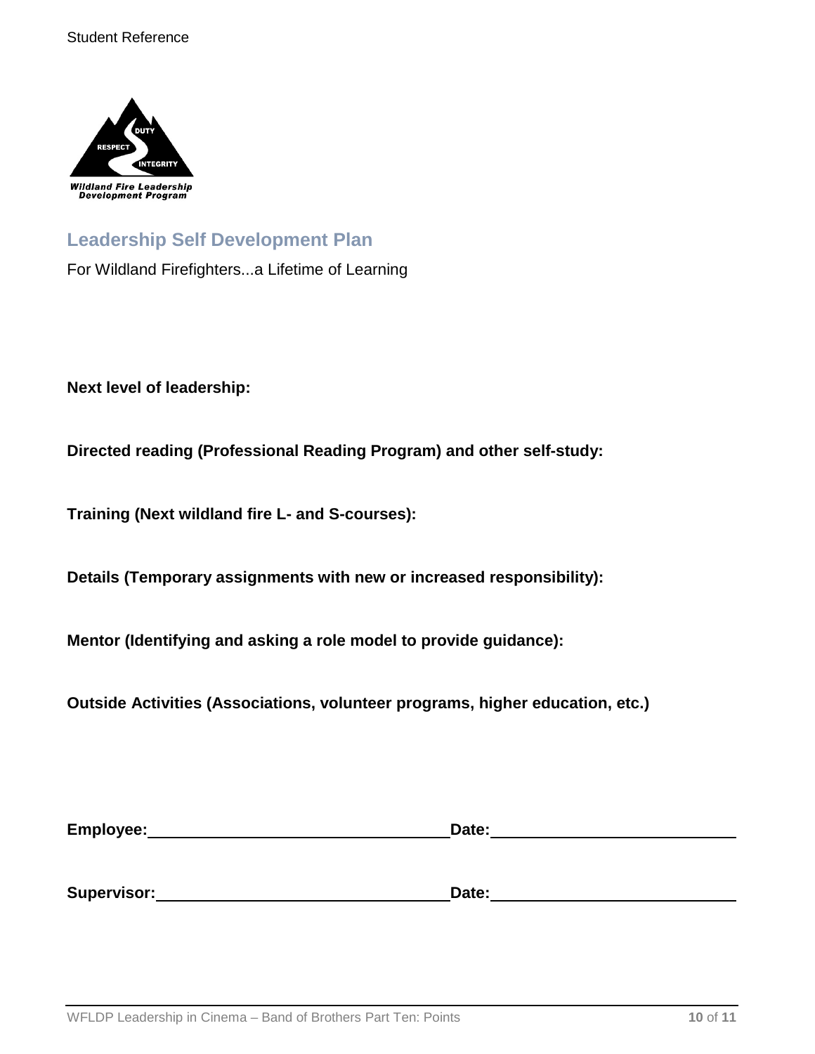## Leadership Self Development Plan

For Wildland Firefighters...a Lifetime of Learning

**Next level of leadership:**

**Directed reading (Professional Reading Program) and other self-study:**

**Training (Next wildland fire L- and S-courses):**

**Details (Temporary assignments with new or increased responsibility):**

**Mentor (Identifying and asking a role model to provide guidance):**

**Outside Activities (Associations, volunteer programs, higher education, etc.)**

**Employee:** ______________________________ **Date:** ______________________________

**Supervisor:** ______________________________ **Date:** ______________________________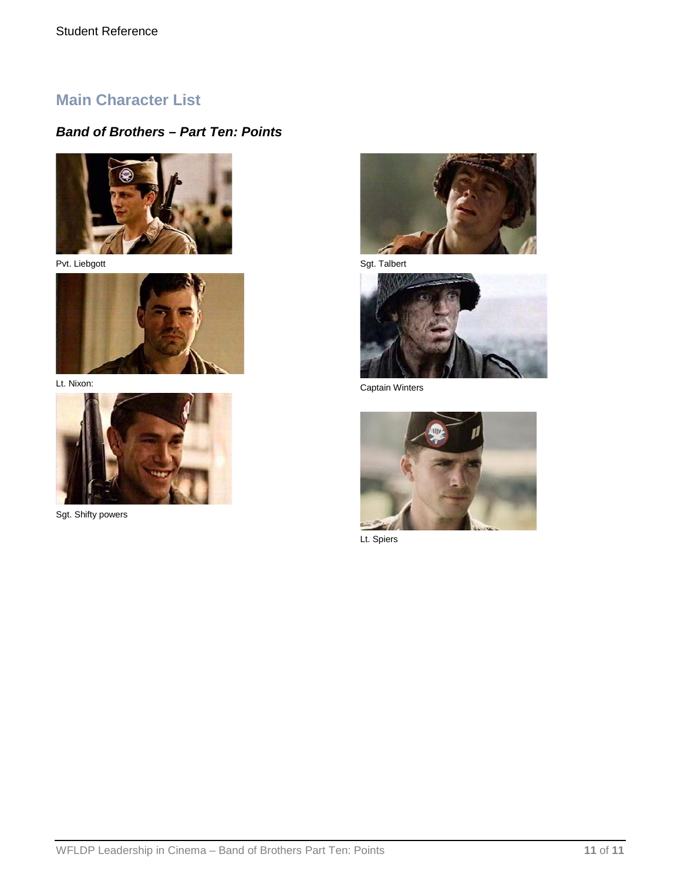## Main Character List

### *Band of Brothers – Part Ten: Points*

Pvt. Liebgott

Lt. Nixon:

Sgt. Shifty powers

Sgt. Talbert

Captain Winters

Lt. Spiers